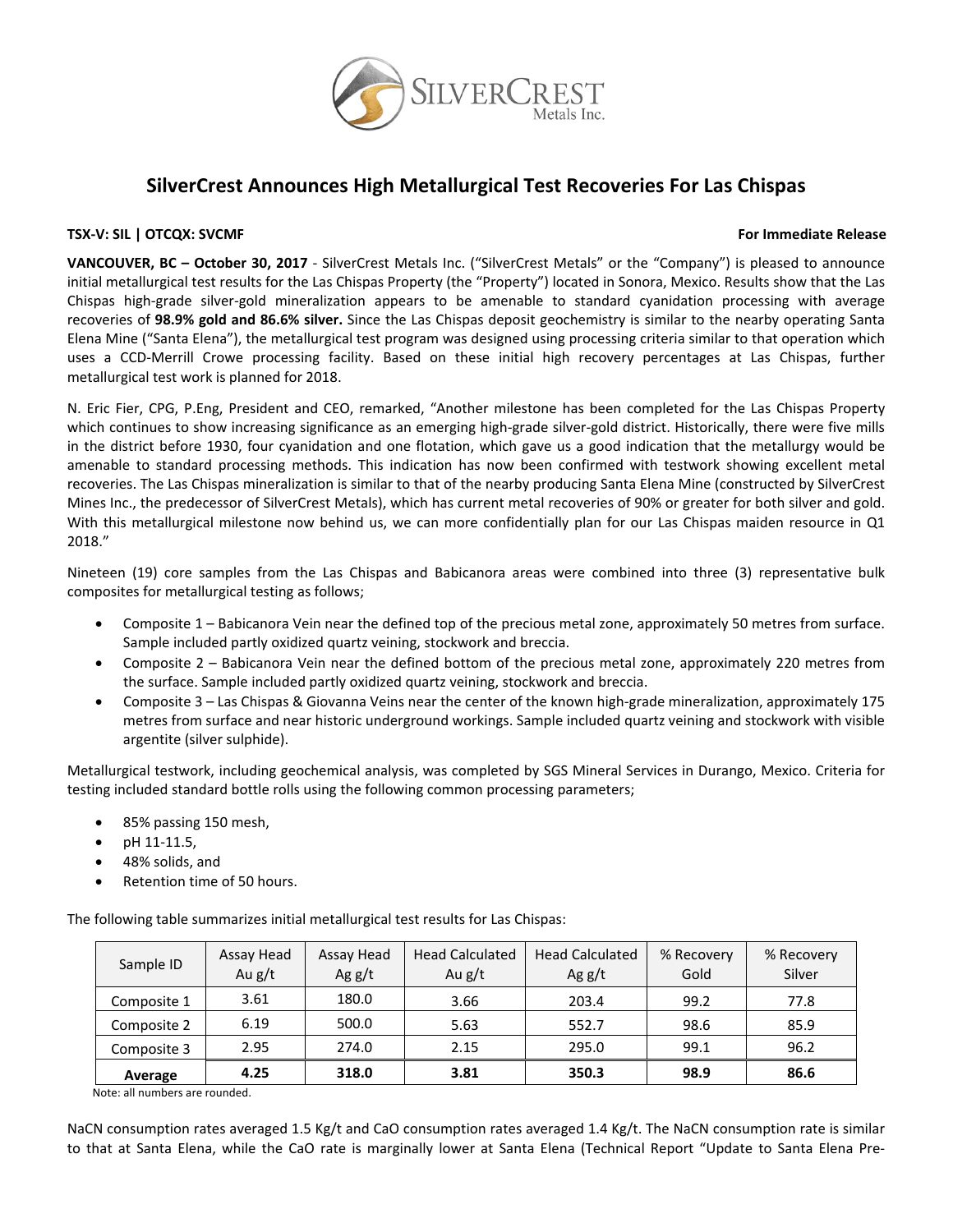# SilverCrest Announces High Metallurgical Test Recoveries For Las Chispas

**TSX-V: SIL | OTCQX: SVCMF** **For Immediate Release**

**VANCOUVER, BC – October 30, 2017** - SilverCrest Metals Inc. ("SilverCrest Metals" or the "Company") is pleased to announce initial metallurgical test results for the Las Chispas Property (the "Property") located in Sonora, Mexico. Results show that the Las Chispas high-grade silver-gold mineralization appears to be amenable to standard cyanidation processing with average recoveries of **98.9% gold and 86.6% silver.** Since the Las Chispas deposit geochemistry is similar to the nearby operating Santa Elena Mine ("Santa Elena"), the metallurgical test program was designed using processing criteria similar to that operation which uses a CCD-Merrill Crowe processing facility. Based on these initial high recovery percentages at Las Chispas, further metallurgical test work is planned for 2018.

N. Eric Fier, CPG, P.Eng, President and CEO, remarked, "Another milestone has been completed for the Las Chispas Property which continues to show increasing significance as an emerging high-grade silver-gold district. Historically, there were five mills in the district before 1930, four cyanidation and one flotation, which gave us a good indication that the metallurgy would be amenable to standard processing methods. This indication has now been confirmed with testwork showing excellent metal recoveries. The Las Chispas mineralization is similar to that of the nearby producing Santa Elena Mine (constructed by SilverCrest Mines Inc., the predecessor of SilverCrest Metals), which has current metal recoveries of 90% or greater for both silver and gold. With this metallurgical milestone now behind us, we can more confidentially plan for our Las Chispas maiden resource in Q1 2018."

Nineteen (19) core samples from the Las Chispas and Babicanora areas were combined into three (3) representative bulk composites for metallurgical testing as follows;

- Composite 1 – Babicanora Vein near the defined top of the precious metal zone, approximately 50 metres from surface. Sample included partly oxidized quartz veining, stockwork and breccia.
- Composite 2 – Babicanora Vein near the defined bottom of the precious metal zone, approximately 220 metres from the surface. Sample included partly oxidized quartz veining, stockwork and breccia.
- Composite 3 – Las Chispas & Giovanna Veins near the center of the known high-grade mineralization, approximately 175 metres from surface and near historic underground workings. Sample included quartz veining and stockwork with visible argentite (silver sulphide).

Metallurgical testwork, including geochemical analysis, was completed by SGS Mineral Services in Durango, Mexico. Criteria for testing included standard bottle rolls using the following common processing parameters;

- 85% passing 150 mesh,
- pH 11-11.5,
- 48% solids, and
- Retention time of 50 hours.

The following table summarizes initial metallurgical test results for Las Chispas:

| Sample ID | Assay Head Au g/t | Assay Head Ag g/t | Head Calculated Au g/t | Head Calculated Ag g/t | % Recovery Gold | % Recovery Silver |
|---|---|---|---|---|---|---|
| Composite 1 | 3.61 | 180.0 | 3.66 | 203.4 | 99.2 | 77.8 |
| Composite 2 | 6.19 | 500.0 | 5.63 | 552.7 | 98.6 | 85.9 |
| Composite 3 | 2.95 | 274.0 | 2.15 | 295.0 | 99.1 | 96.2 |
| **Average** | **4.25** | **318.0** | **3.81** | **350.3** | **98.9** | **86.6** |

Note: all numbers are rounded.

NaCN consumption rates averaged 1.5 Kg/t and CaO consumption rates averaged 1.4 Kg/t. The NaCN consumption rate is similar to that at Santa Elena, while the CaO rate is marginally lower at Santa Elena (Technical Report "Update to Santa Elena Pre-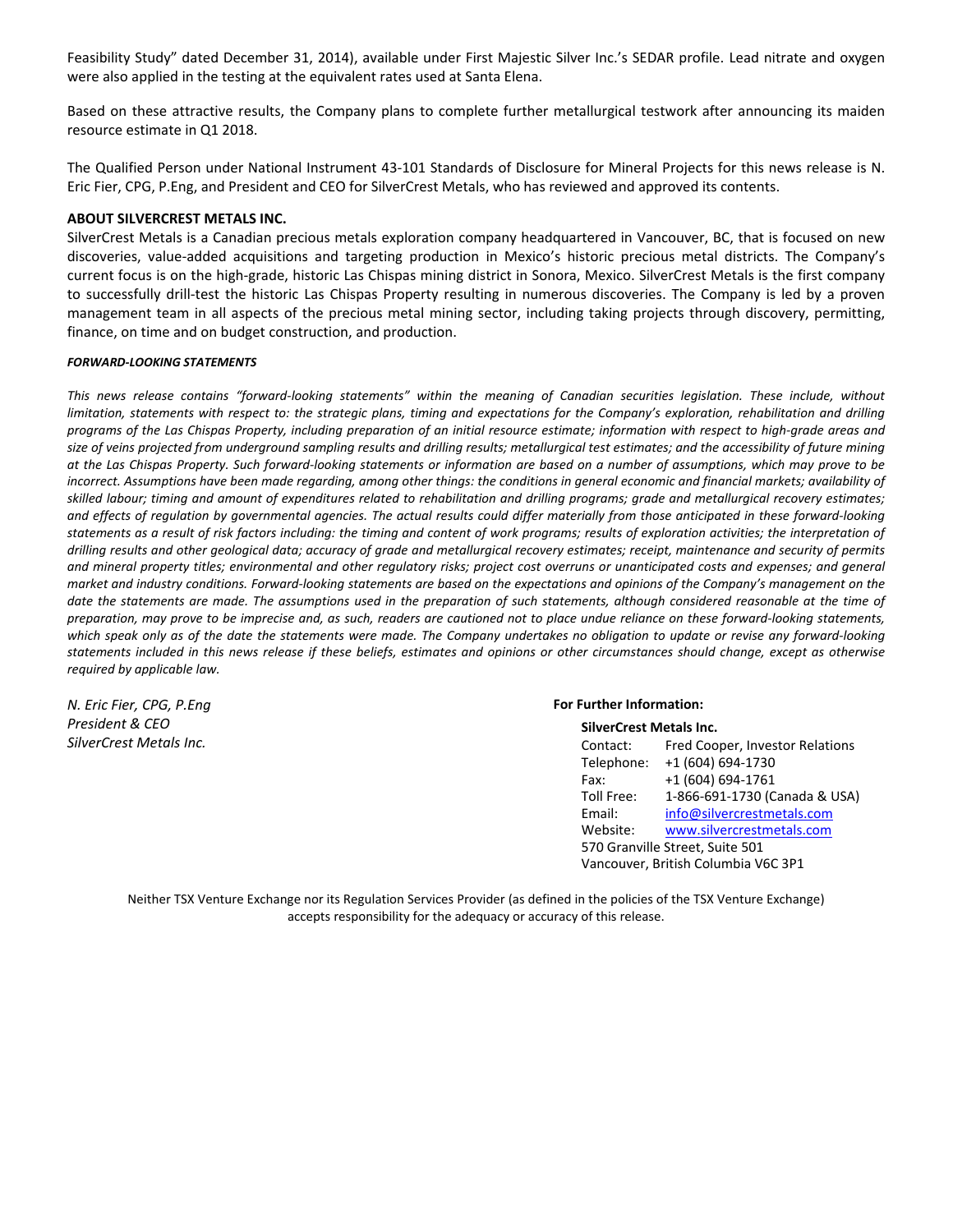Feasibility Study" dated December 31, 2014), available under First Majestic Silver Inc.'s SEDAR profile. Lead nitrate and oxygen were also applied in the testing at the equivalent rates used at Santa Elena.

Based on these attractive results, the Company plans to complete further metallurgical testwork after announcing its maiden resource estimate in Q1 2018.

The Qualified Person under National Instrument 43-101 Standards of Disclosure for Mineral Projects for this news release is N. Eric Fier, CPG, P.Eng, and President and CEO for SilverCrest Metals, who has reviewed and approved its contents.

**ABOUT SILVERCREST METALS INC.**

SilverCrest Metals is a Canadian precious metals exploration company headquartered in Vancouver, BC, that is focused on new discoveries, value-added acquisitions and targeting production in Mexico's historic precious metal districts. The Company's current focus is on the high-grade, historic Las Chispas mining district in Sonora, Mexico. SilverCrest Metals is the first company to successfully drill-test the historic Las Chispas Property resulting in numerous discoveries. The Company is led by a proven management team in all aspects of the precious metal mining sector, including taking projects through discovery, permitting, finance, on time and on budget construction, and production.

***FORWARD-LOOKING STATEMENTS***

*This news release contains "forward-looking statements" within the meaning of Canadian securities legislation. These include, without limitation, statements with respect to: the strategic plans, timing and expectations for the Company's exploration, rehabilitation and drilling programs of the Las Chispas Property, including preparation of an initial resource estimate; information with respect to high-grade areas and size of veins projected from underground sampling results and drilling results; metallurgical test estimates; and the accessibility of future mining at the Las Chispas Property. Such forward-looking statements or information are based on a number of assumptions, which may prove to be incorrect. Assumptions have been made regarding, among other things: the conditions in general economic and financial markets; availability of skilled labour; timing and amount of expenditures related to rehabilitation and drilling programs; grade and metallurgical recovery estimates; and effects of regulation by governmental agencies. The actual results could differ materially from those anticipated in these forward-looking statements as a result of risk factors including: the timing and content of work programs; results of exploration activities; the interpretation of drilling results and other geological data; accuracy of grade and metallurgical recovery estimates; receipt, maintenance and security of permits and mineral property titles; environmental and other regulatory risks; project cost overruns or unanticipated costs and expenses; and general market and industry conditions. Forward-looking statements are based on the expectations and opinions of the Company's management on the date the statements are made. The assumptions used in the preparation of such statements, although considered reasonable at the time of preparation, may prove to be imprecise and, as such, readers are cautioned not to place undue reliance on these forward-looking statements, which speak only as of the date the statements were made. The Company undertakes no obligation to update or revise any forward-looking statements included in this news release if these beliefs, estimates and opinions or other circumstances should change, except as otherwise required by applicable law.*

*N. Eric Fier, CPG, P.Eng*
*President & CEO*
*SilverCrest Metals Inc.*

**For Further Information:**

**SilverCrest Metals Inc.**

Contact: Fred Cooper, Investor Relations
Telephone: +1 (604) 694-1730
Fax: +1 (604) 694-1761
Toll Free: 1-866-691-1730 (Canada & USA)
Email: info@silvercrestmetals.com
Website: www.silvercrestmetals.com
570 Granville Street, Suite 501
Vancouver, British Columbia V6C 3P1

Neither TSX Venture Exchange nor its Regulation Services Provider (as defined in the policies of the TSX Venture Exchange) accepts responsibility for the adequacy or accuracy of this release.